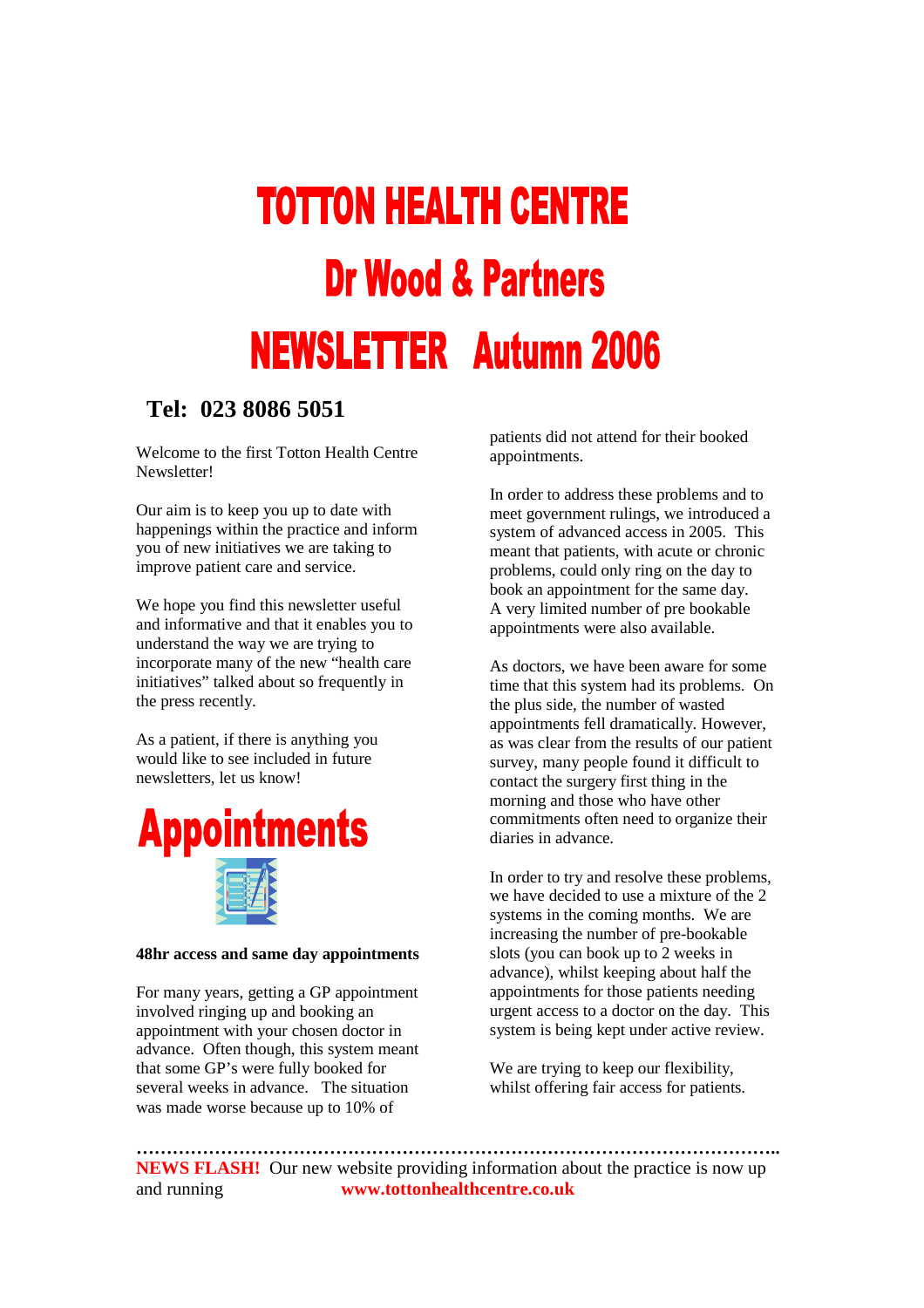# TOTTON HEALTH CENTRE

# Dr Wood & Partners

# NEWSLETTER Autumn 2006

**Tel: 023 8086 5051**

Welcome to the first Totton Health Centre Newsletter!

Our aim is to keep you up to date with happenings within the practice and inform you of new initiatives we are taking to improve patient care and service.

We hope you find this newsletter useful and informative and that it enables you to understand the way we are trying to incorporate many of the new "health care initiatives" talked about so frequently in the press recently.

As a patient, if there is anything you would like to see included in future newsletters, let us know!

## Appointments

**48hr access and same day appointments**

For many years, getting a GP appointment involved ringing up and booking an appointment with your chosen doctor in advance. Often though, this system meant that some GP's were fully booked for several weeks in advance. The situation was made worse because up to 10% of patients did not attend for their booked appointments.

In order to address these problems and to meet government rulings, we introduced a system of advanced access in 2005. This meant that patients, with acute or chronic problems, could only ring on the day to book an appointment for the same day. A very limited number of pre bookable appointments were also available.

As doctors, we have been aware for some time that this system had its problems. On the plus side, the number of wasted appointments fell dramatically. However, as was clear from the results of our patient survey, many people found it difficult to contact the surgery first thing in the morning and those who have other commitments often need to organize their diaries in advance.

In order to try and resolve these problems, we have decided to use a mixture of the 2 systems in the coming months. We are increasing the number of pre-bookable slots (you can book up to 2 weeks in advance), whilst keeping about half the appointments for those patients needing urgent access to a doctor on the day. This system is being kept under active review.

We are trying to keep our flexibility, whilst offering fair access for patients.

……………………………………………………………………………………………..

**NEWS FLASH!** Our new website providing information about the practice is now up and running **www.tottonhealthcentre.co.uk**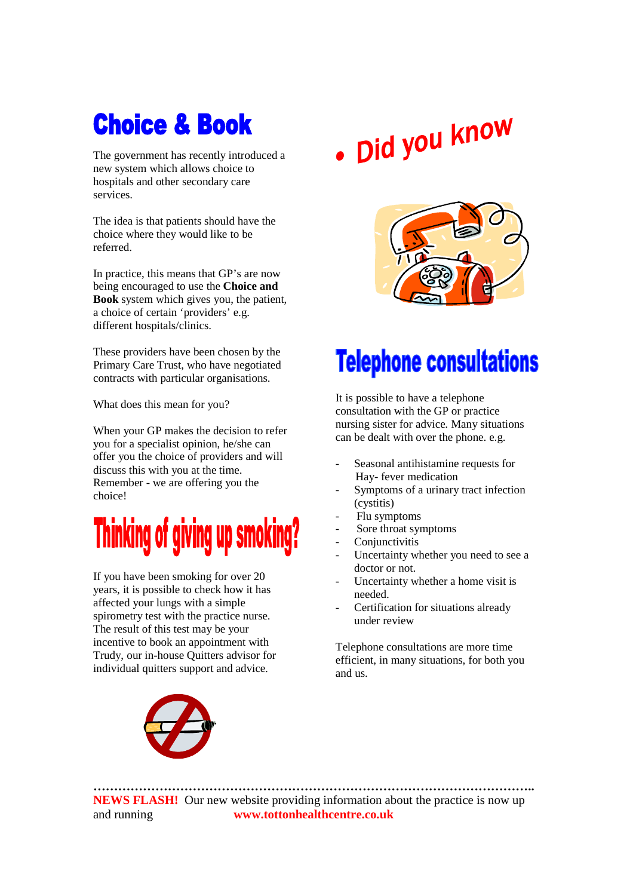# Choice & Book

The government has recently introduced a new system which allows choice to hospitals and other secondary care services.

The idea is that patients should have the choice where they would like to be referred.

In practice, this means that GP's are now being encouraged to use the **Choice and Book** system which gives you, the patient, a choice of certain 'providers' e.g. different hospitals/clinics.

These providers have been chosen by the Primary Care Trust, who have negotiated contracts with particular organisations.

What does this mean for you?

When your GP makes the decision to refer you for a specialist opinion, he/she can offer you the choice of providers and will discuss this with you at the time. Remember - we are offering you the choice!

# Thinking of giving up smoking?

If you have been smoking for over 20 years, it is possible to check how it has affected your lungs with a simple spirometry test with the practice nurse. The result of this test may be your incentive to book an appointment with Trudy, our in-house Quitters advisor for individual quitters support and advice.

## • Did you know

# Telephone consultations

It is possible to have a telephone consultation with the GP or practice nursing sister for advice. Many situations can be dealt with over the phone. e.g.

- Seasonal antihistamine requests for Hay- fever medication
- Symptoms of a urinary tract infection (cystitis)
- Flu symptoms
- Sore throat symptoms
- Conjunctivitis
- Uncertainty whether you need to see a doctor or not.
- Uncertainty whether a home visit is needed.
- Certification for situations already under review

Telephone consultations are more time efficient, in many situations, for both you and us.

…………………………………………………………………………………………..

**NEWS FLASH!** Our new website providing information about the practice is now up and running **www.tottonhealthcentre.co.uk**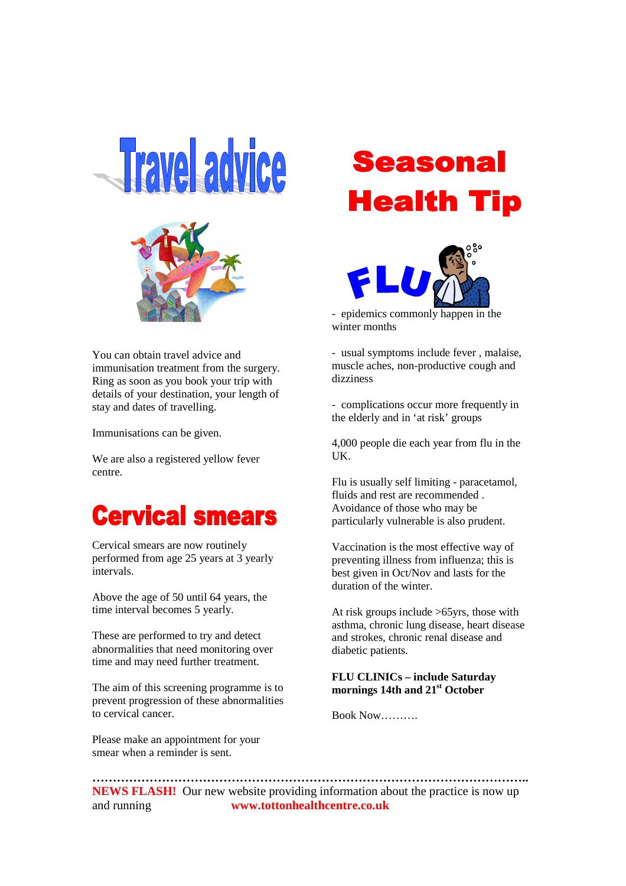# Travel advice

You can obtain travel advice and immunisation treatment from the surgery. Ring as soon as you book your trip with details of your destination, your length of stay and dates of travelling.

Immunisations can be given.

We are also a registered yellow fever centre.

# Cervical smears

Cervical smears are now routinely performed from age 25 years at 3 yearly intervals.

Above the age of 50 until 64 years, the time interval becomes 5 yearly.

These are performed to try and detect abnormalities that need monitoring over time and may need further treatment.

The aim of this screening programme is to prevent progression of these abnormalities to cervical cancer.

Please make an appointment for your smear when a reminder is sent.

# Seasonal Health Tip

## FLU

- epidemics commonly happen in the winter months

- usual symptoms include fever , malaise, muscle aches, non-productive cough and dizziness

- complications occur more frequently in the elderly and in 'at risk' groups

4,000 people die each year from flu in the UK.

Flu is usually self limiting - paracetamol, fluids and rest are recommended . Avoidance of those who may be particularly vulnerable is also prudent.

Vaccination is the most effective way of preventing illness from influenza; this is best given in Oct/Nov and lasts for the duration of the winter.

At risk groups include >65yrs, those with asthma, chronic lung disease, heart disease and strokes, chronic renal disease and diabetic patients.

**FLU CLINICs – include Saturday mornings 14th and 21st October**

Book Now……….

…………………………………………………………………………………………..

**NEWS FLASH!** Our new website providing information about the practice is now up and running **www.tottonhealthcentre.co.uk**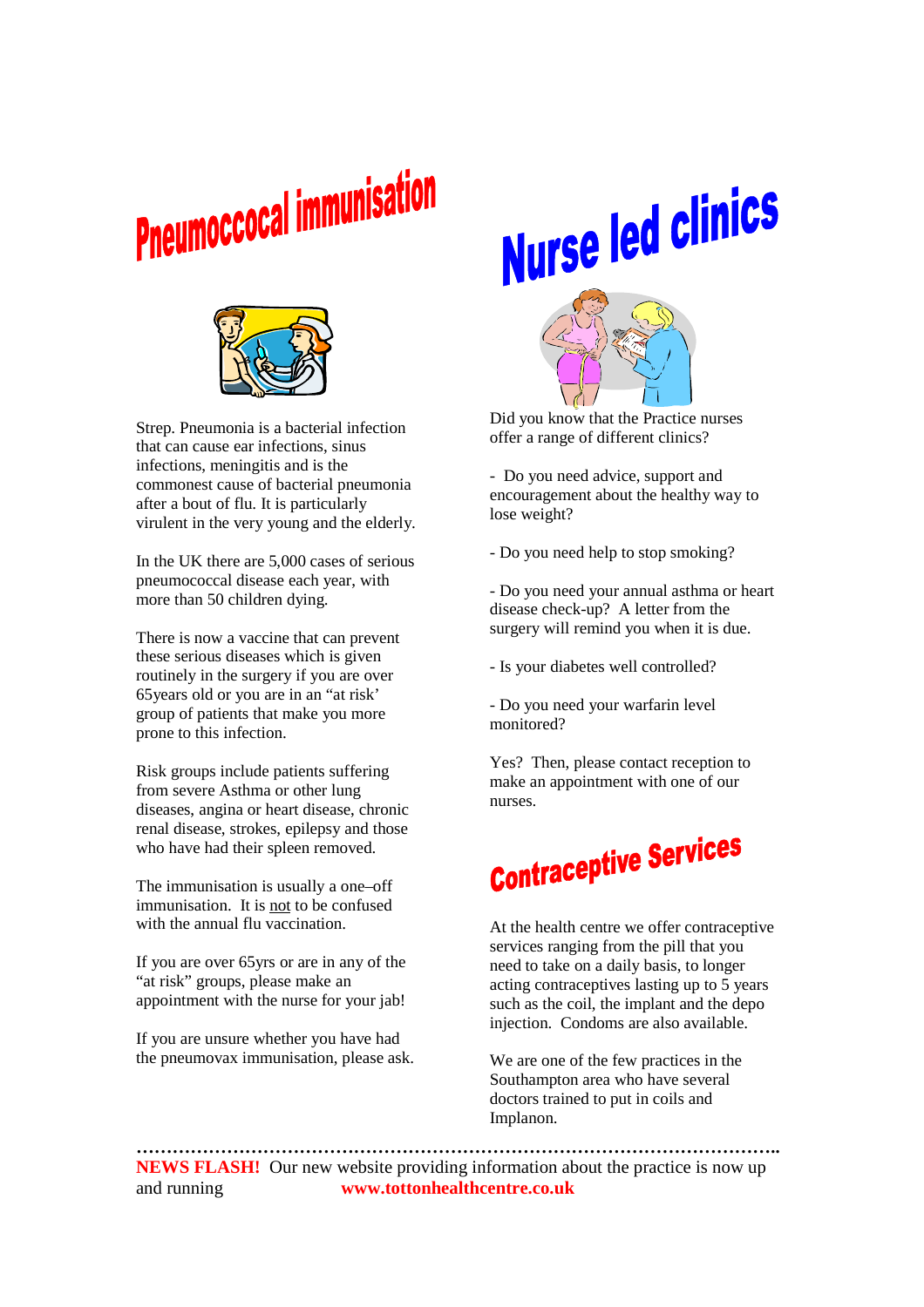# Pneumoccocal immunisation

Strep. Pneumonia is a bacterial infection that can cause ear infections, sinus infections, meningitis and is the commonest cause of bacterial pneumonia after a bout of flu. It is particularly virulent in the very young and the elderly.

In the UK there are 5,000 cases of serious pneumococcal disease each year, with more than 50 children dying.

There is now a vaccine that can prevent these serious diseases which is given routinely in the surgery if you are over 65years old or you are in an "at risk' group of patients that make you more prone to this infection.

Risk groups include patients suffering from severe Asthma or other lung diseases, angina or heart disease, chronic renal disease, strokes, epilepsy and those who have had their spleen removed.

The immunisation is usually a one–off immunisation. It is not to be confused with the annual flu vaccination.

If you are over 65yrs or are in any of the "at risk" groups, please make an appointment with the nurse for your jab!

If you are unsure whether you have had the pneumovax immunisation, please ask.

# Nurse led clinics

Did you know that the Practice nurses offer a range of different clinics?

- Do you need advice, support and encouragement about the healthy way to lose weight?
- Do you need help to stop smoking?
- Do you need your annual asthma or heart disease check-up? A letter from the surgery will remind you when it is due.
- Is your diabetes well controlled?
- Do you need your warfarin level monitored?

Yes? Then, please contact reception to make an appointment with one of our nurses.

# Contraceptive Services

At the health centre we offer contraceptive services ranging from the pill that you need to take on a daily basis, to longer acting contraceptives lasting up to 5 years such as the coil, the implant and the depo injection. Condoms are also available.

We are one of the few practices in the Southampton area who have several doctors trained to put in coils and Implanon.

---

**NEWS FLASH!** Our new website providing information about the practice is now up and running **www.tottonhealthcentre.co.uk**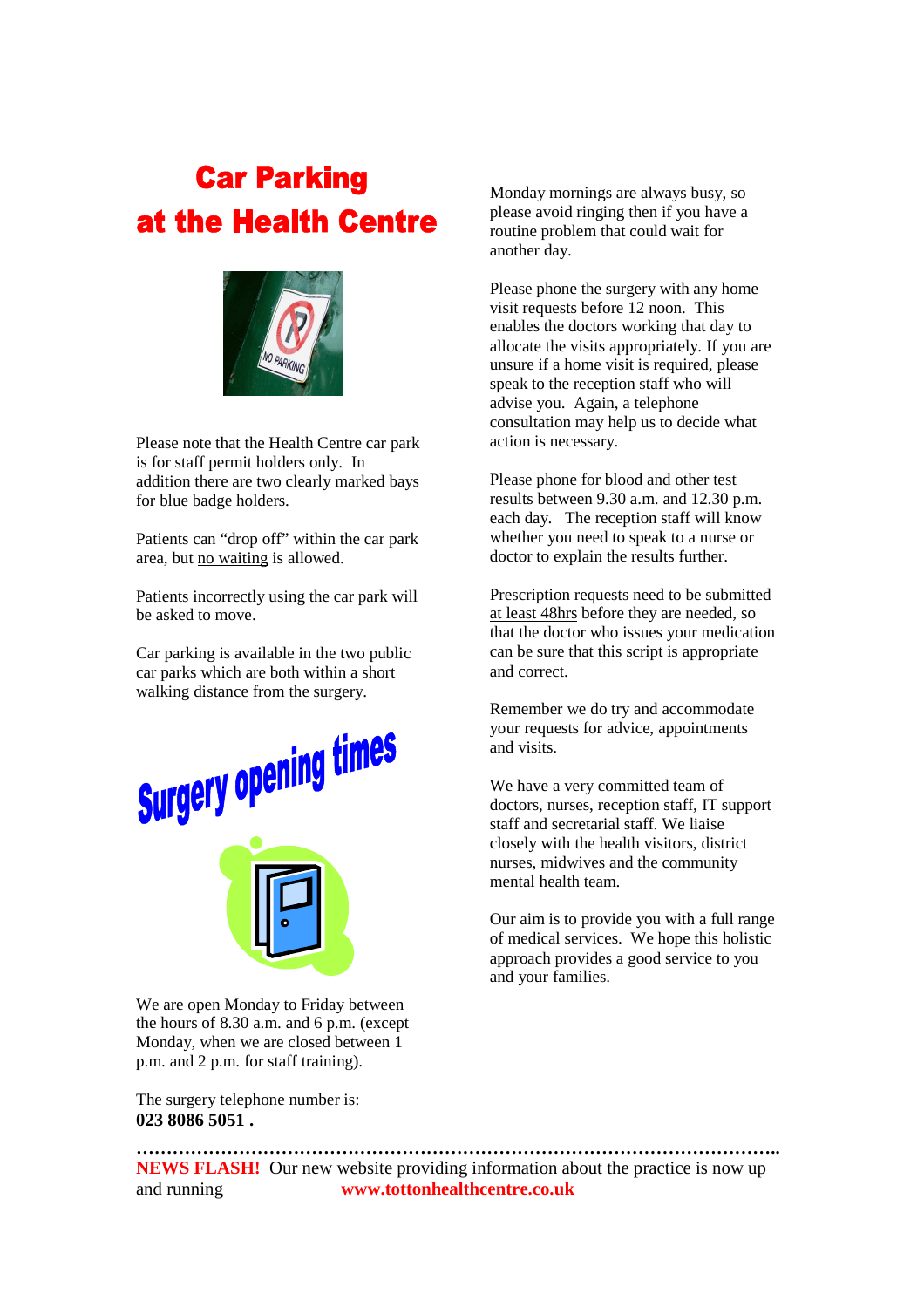# Car Parking at the Health Centre

Please note that the Health Centre car park is for staff permit holders only. In addition there are two clearly marked bays for blue badge holders.

Patients can "drop off" within the car park area, but no waiting is allowed.

Patients incorrectly using the car park will be asked to move.

Car parking is available in the two public car parks which are both within a short walking distance from the surgery.

# Surgery opening times

We are open Monday to Friday between the hours of 8.30 a.m. and 6 p.m. (except Monday, when we are closed between 1 p.m. and 2 p.m. for staff training).

The surgery telephone number is:
**023 8086 5051 .**

Monday mornings are always busy, so please avoid ringing then if you have a routine problem that could wait for another day.

Please phone the surgery with any home visit requests before 12 noon. This enables the doctors working that day to allocate the visits appropriately. If you are unsure if a home visit is required, please speak to the reception staff who will advise you. Again, a telephone consultation may help us to decide what action is necessary.

Please phone for blood and other test results between 9.30 a.m. and 12.30 p.m. each day. The reception staff will know whether you need to speak to a nurse or doctor to explain the results further.

Prescription requests need to be submitted at least 48hrs before they are needed, so that the doctor who issues your medication can be sure that this script is appropriate and correct.

Remember we do try and accommodate your requests for advice, appointments and visits.

We have a very committed team of doctors, nurses, reception staff, IT support staff and secretarial staff. We liaise closely with the health visitors, district nurses, midwives and the community mental health team.

Our aim is to provide you with a full range of medical services. We hope this holistic approach provides a good service to you and your families.

……………………………………………………………………………………………..

**NEWS FLASH!** Our new website providing information about the practice is now up and running **www.tottonhealthcentre.co.uk**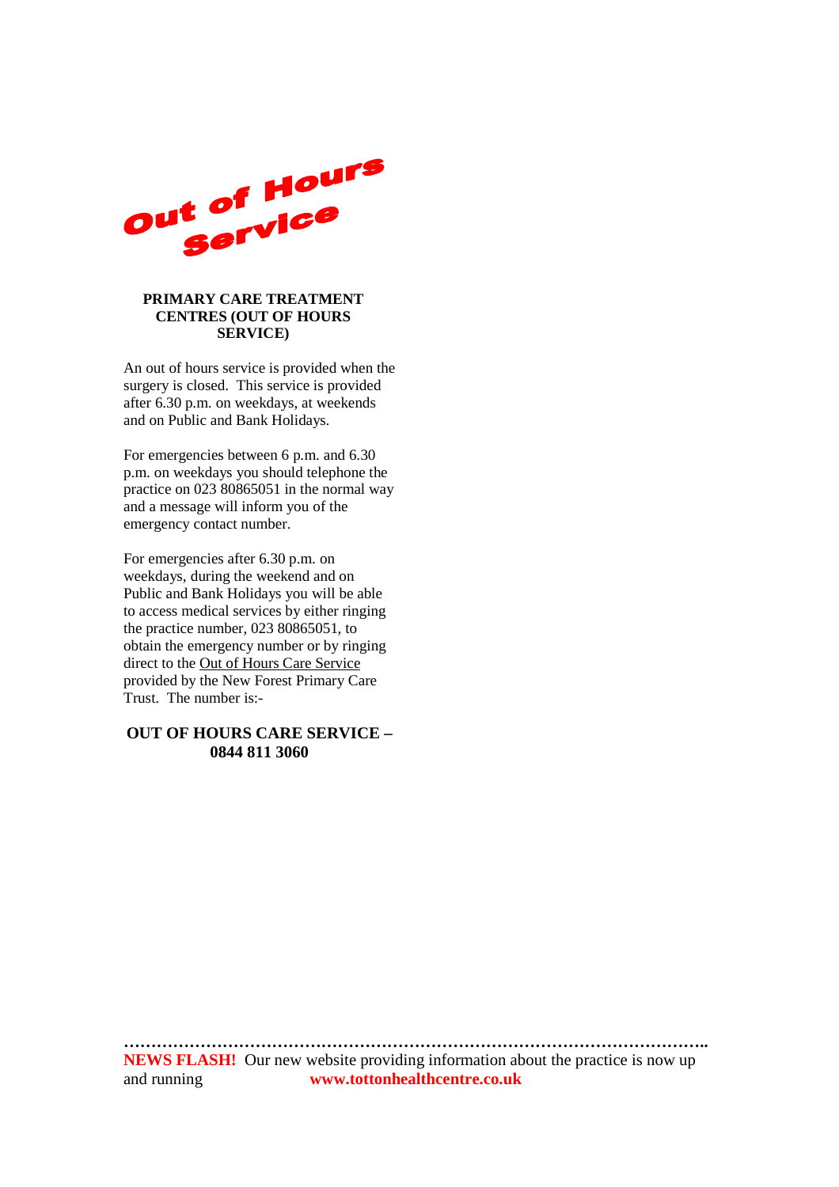# Out of Hours Service

**PRIMARY CARE TREATMENT CENTRES (OUT OF HOURS SERVICE)**

An out of hours service is provided when the surgery is closed. This service is provided after 6.30 p.m. on weekdays, at weekends and on Public and Bank Holidays.

For emergencies between 6 p.m. and 6.30 p.m. on weekdays you should telephone the practice on 023 80865051 in the normal way and a message will inform you of the emergency contact number.

For emergencies after 6.30 p.m. on weekdays, during the weekend and on Public and Bank Holidays you will be able to access medical services by either ringing the practice number, 023 80865051, to obtain the emergency number or by ringing direct to the Out of Hours Care Service provided by the New Forest Primary Care Trust. The number is:-

**OUT OF HOURS CARE SERVICE – 0844 811 3060**

…………………………………………………………………………………………..

**NEWS FLASH!** Our new website providing information about the practice is now up and running **www.tottonhealthcentre.co.uk**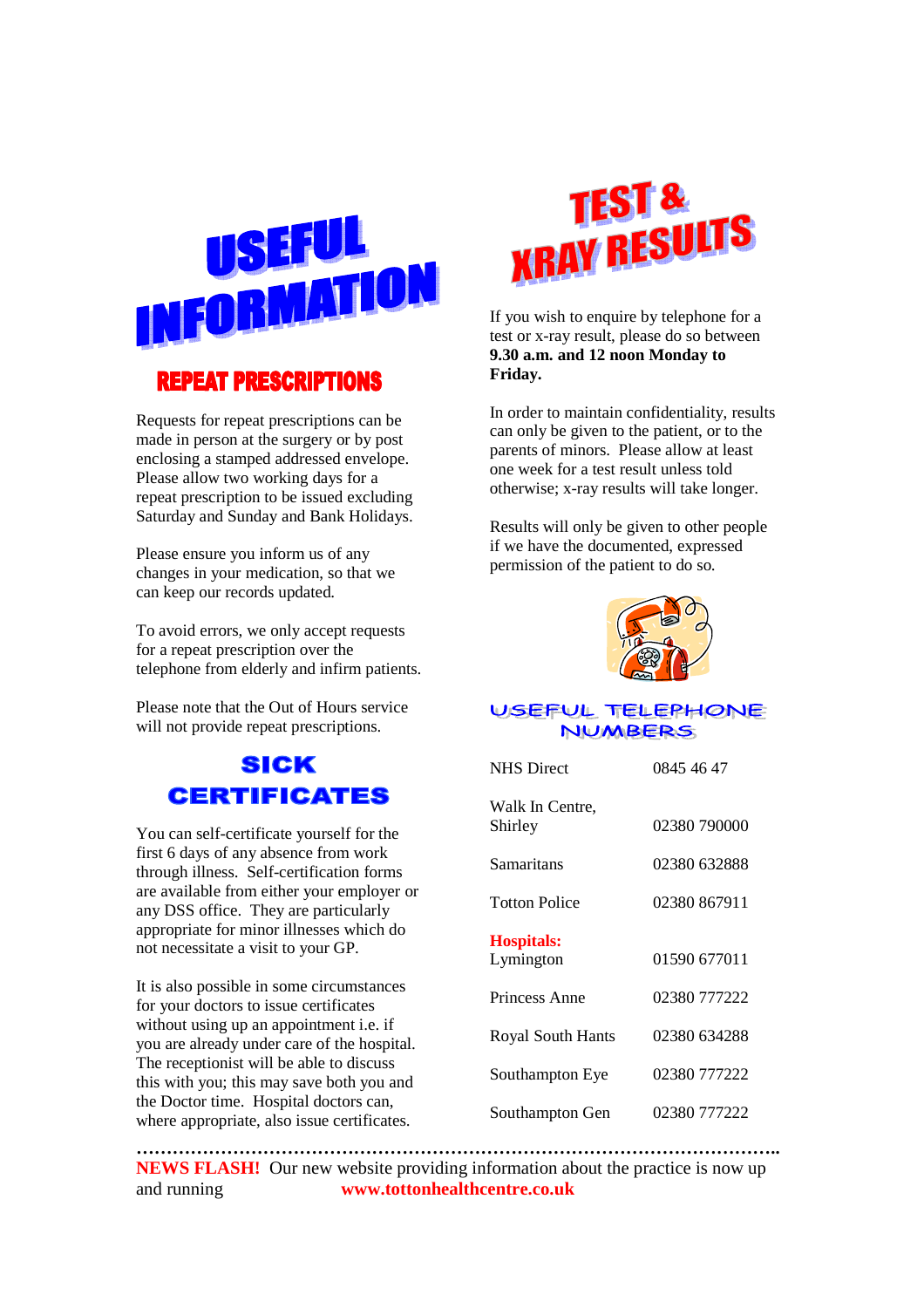# USEFUL INFORMATION

## REPEAT PRESCRIPTIONS

Requests for repeat prescriptions can be made in person at the surgery or by post enclosing a stamped addressed envelope. Please allow two working days for a repeat prescription to be issued excluding Saturday and Sunday and Bank Holidays.

Please ensure you inform us of any changes in your medication, so that we can keep our records updated.

To avoid errors, we only accept requests for a repeat prescription over the telephone from elderly and infirm patients.

Please note that the Out of Hours service will not provide repeat prescriptions.

## SICK CERTIFICATES

You can self-certificate yourself for the first 6 days of any absence from work through illness. Self-certification forms are available from either your employer or any DSS office. They are particularly appropriate for minor illnesses which do not necessitate a visit to your GP.

It is also possible in some circumstances for your doctors to issue certificates without using up an appointment i.e. if you are already under care of the hospital. The receptionist will be able to discuss this with you; this may save both you and the Doctor time. Hospital doctors can, where appropriate, also issue certificates.

## TEST & XRAY RESULTS

If you wish to enquire by telephone for a test or x-ray result, please do so between **9.30 a.m. and 12 noon Monday to Friday.**

In order to maintain confidentiality, results can only be given to the patient, or to the parents of minors. Please allow at least one week for a test result unless told otherwise; x-ray results will take longer.

Results will only be given to other people if we have the documented, expressed permission of the patient to do so.

## USEFUL TELEPHONE NUMBERS

| | |
|---|---|
| NHS Direct | 0845 46 47 |
| Walk In Centre, Shirley | 02380 790000 |
| Samaritans | 02380 632888 |
| Totton Police | 02380 867911 |
| **Hospitals:** | |
| Lymington | 01590 677011 |
| Princess Anne | 02380 777222 |
| Royal South Hants | 02380 634288 |
| Southampton Eye | 02380 777222 |
| Southampton Gen | 02380 777222 |

…………………………………………………………………………………………..

**NEWS FLASH!** Our new website providing information about the practice is now up and running **www.tottonhealthcentre.co.uk**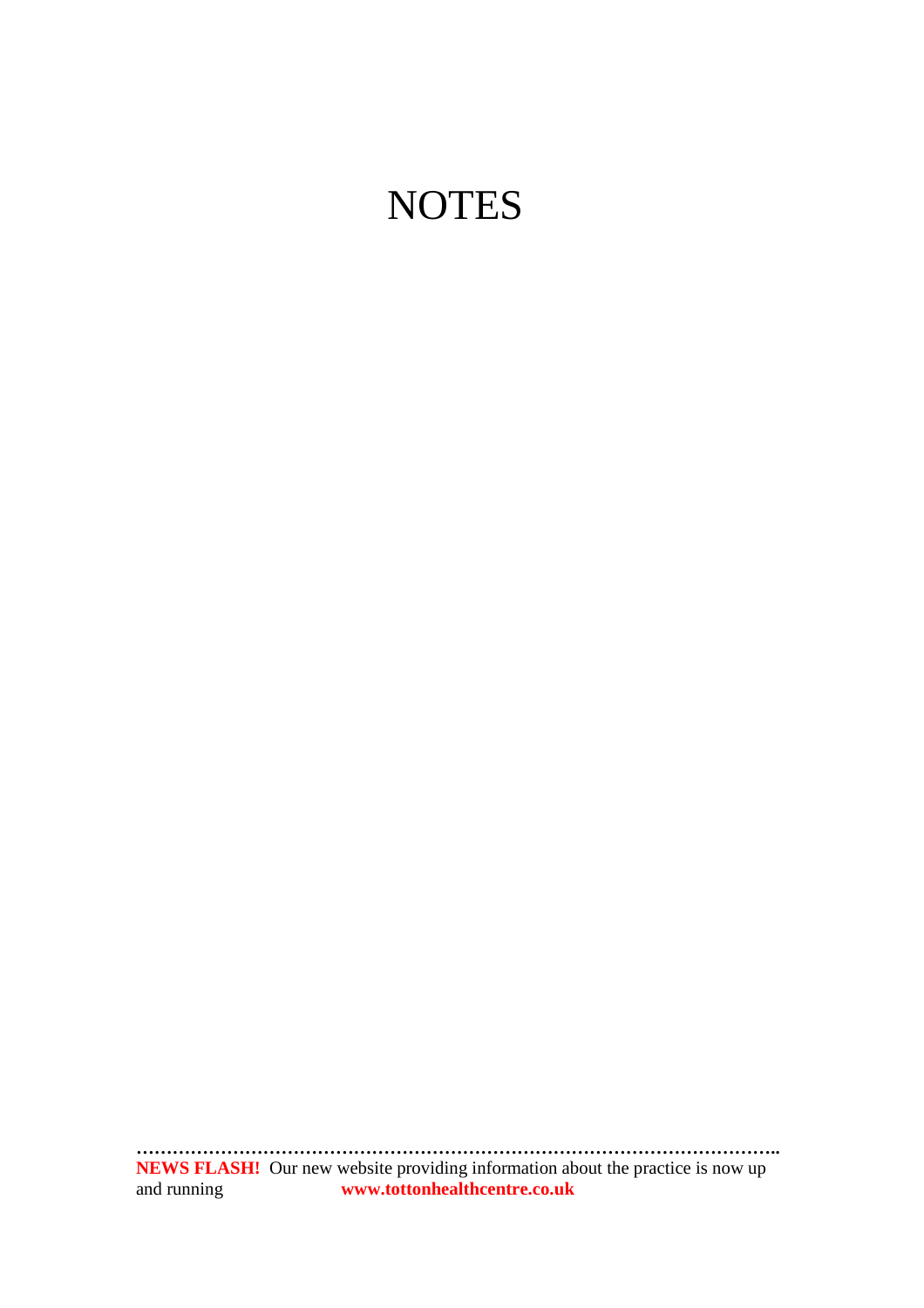# NOTES

…………………………………………………………………………………………..

**NEWS FLASH!** Our new website providing information about the practice is now up and running **www.tottonhealthcentre.co.uk**